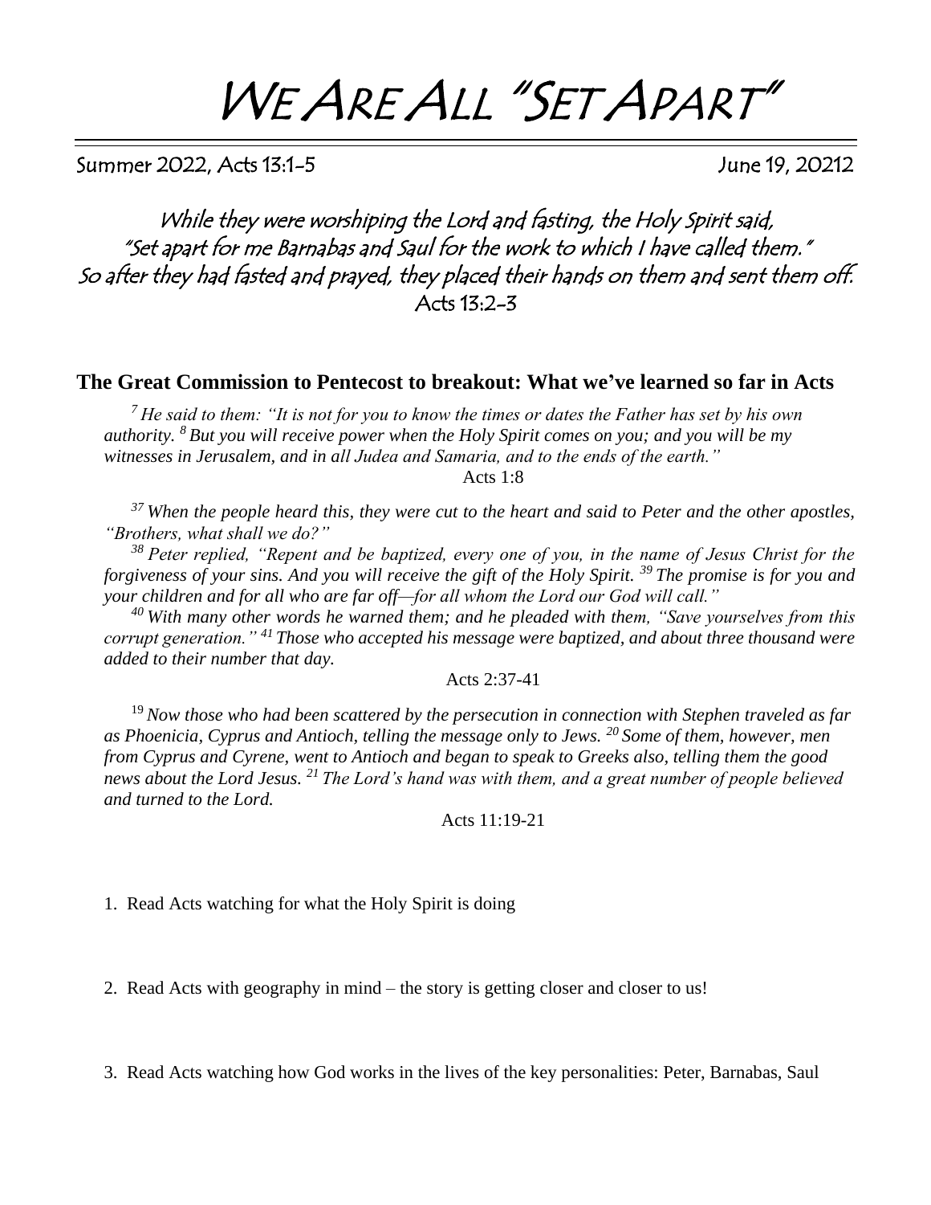# WE ARE ALL "SET APART"

Summer 2022, Acts 13:1-5 June 19, 20212

*While they were worshiping the Lord and fasting, the Holy Spirit said, "Set apart for me Barnabas and Saul for the work to which I have called them." So after they had fasted and prayed, they placed their hands on them and sent them off.*
Acts 13:2-3

## The Great Commission to Pentecost to breakout: What we've learned so far in Acts

*[7] He said to them: "It is not for you to know the times or dates the Father has set by his own authority. [8] But you will receive power when the Holy Spirit comes on you; and you will be my witnesses in Jerusalem, and in all Judea and Samaria, and to the ends of the earth."*

Acts 1:8

*[37] When the people heard this, they were cut to the heart and said to Peter and the other apostles, "Brothers, what shall we do?"*

*[38] Peter replied, "Repent and be baptized, every one of you, in the name of Jesus Christ for the forgiveness of your sins. And you will receive the gift of the Holy Spirit. [39] The promise is for you and your children and for all who are far off—for all whom the Lord our God will call."*

*[40] With many other words he warned them; and he pleaded with them, "Save yourselves from this corrupt generation." [41] Those who accepted his message were baptized, and about three thousand were added to their number that day.*

Acts 2:37-41

*[19] Now those who had been scattered by the persecution in connection with Stephen traveled as far as Phoenicia, Cyprus and Antioch, telling the message only to Jews. [20] Some of them, however, men from Cyprus and Cyrene, went to Antioch and began to speak to Greeks also, telling them the good news about the Lord Jesus. [21] The Lord's hand was with them, and a great number of people believed and turned to the Lord.*

Acts 11:19-21

1. Read Acts watching for what the Holy Spirit is doing

2. Read Acts with geography in mind – the story is getting closer and closer to us!

3. Read Acts watching how God works in the lives of the key personalities: Peter, Barnabas, Saul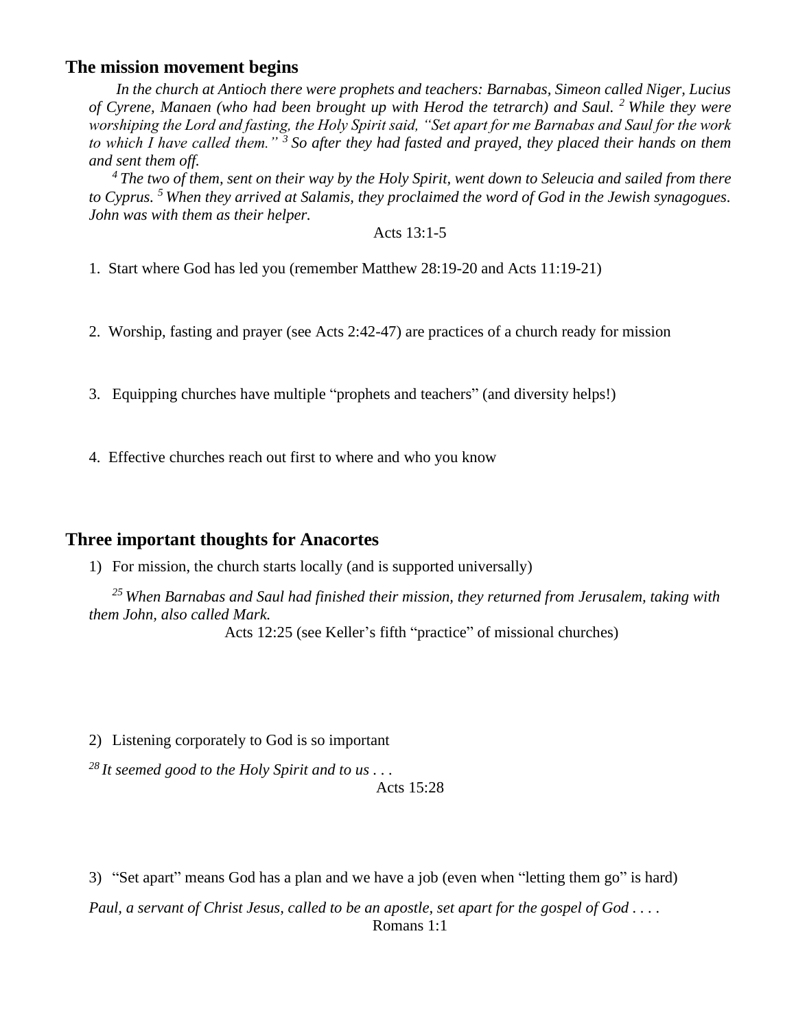## The mission movement begins

*In the church at Antioch there were prophets and teachers: Barnabas, Simeon called Niger, Lucius of Cyrene, Manaen (who had been brought up with Herod the tetrarch) and Saul. [2] While they were worshiping the Lord and fasting, the Holy Spirit said, "Set apart for me Barnabas and Saul for the work to which I have called them." [3] So after they had fasted and prayed, they placed their hands on them and sent them off.*

*[4] The two of them, sent on their way by the Holy Spirit, went down to Seleucia and sailed from there to Cyprus. [5] When they arrived at Salamis, they proclaimed the word of God in the Jewish synagogues. John was with them as their helper.*

Acts 13:1-5

1. Start where God has led you (remember Matthew 28:19-20 and Acts 11:19-21)

2. Worship, fasting and prayer (see Acts 2:42-47) are practices of a church ready for mission

3. Equipping churches have multiple "prophets and teachers" (and diversity helps!)

4. Effective churches reach out first to where and who you know

## Three important thoughts for Anacortes

1) For mission, the church starts locally (and is supported universally)

*[25] When Barnabas and Saul had finished their mission, they returned from Jerusalem, taking with them John, also called Mark.*

Acts 12:25 (see Keller's fifth "practice" of missional churches)

2) Listening corporately to God is so important

*[28] It seemed good to the Holy Spirit and to us . . .*

Acts 15:28

3) "Set apart" means God has a plan and we have a job (even when "letting them go" is hard)

*Paul, a servant of Christ Jesus, called to be an apostle, set apart for the gospel of God . . . .*

Romans 1:1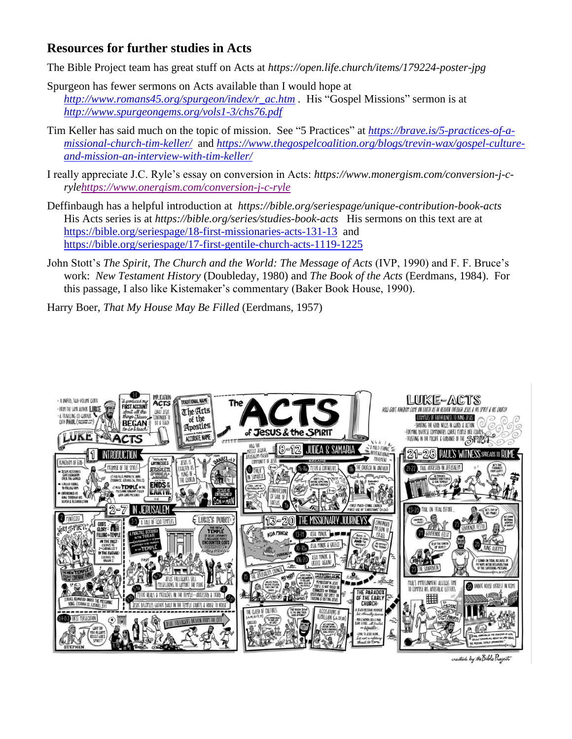## Resources for further studies in Acts

The Bible Project team has great stuff on Acts at *https://open.life.church/items/179224-poster-jpg*

Spurgeon has fewer sermons on Acts available than I would hope at *http://www.romans45.org/spurgeon/index/r_ac.htm*. His "Gospel Missions" sermon is at *http://www.spurgeongems.org/vols1-3/chs76.pdf*

Tim Keller has said much on the topic of mission. See "5 Practices" at *https://brave.is/5-practices-of-a-missional-church-tim-keller/* and *https://www.thegospelcoalition.org/blogs/trevin-wax/gospel-culture-and-mission-an-interview-with-tim-keller/*

I really appreciate J.C. Ryle's essay on conversion in Acts: *https://www.monergism.com/conversion-j-c-ryle**https://www.onergism.com/conversion-j-c-ryle*

Deffinbaugh has a helpful introduction at *https://bible.org/seriespage/unique-contribution-book-acts* His Acts series is at *https://bible.org/series/studies-book-acts* His sermons on this text are at https://bible.org/seriespage/18-first-missionaries-acts-131-13 and https://bible.org/seriespage/17-first-gentile-church-acts-1119-1225

John Stott's *The Spirit, The Church and the World: The Message of Acts* (IVP, 1990) and F. F. Bruce's work: *New Testament History* (Doubleday, 1980) and *The Book of the Acts* (Eerdmans, 1984). For this passage, I also like Kistemaker's commentary (Baker Book House, 1990).

Harry Boer, *That My House May Be Filled* (Eerdmans, 1957)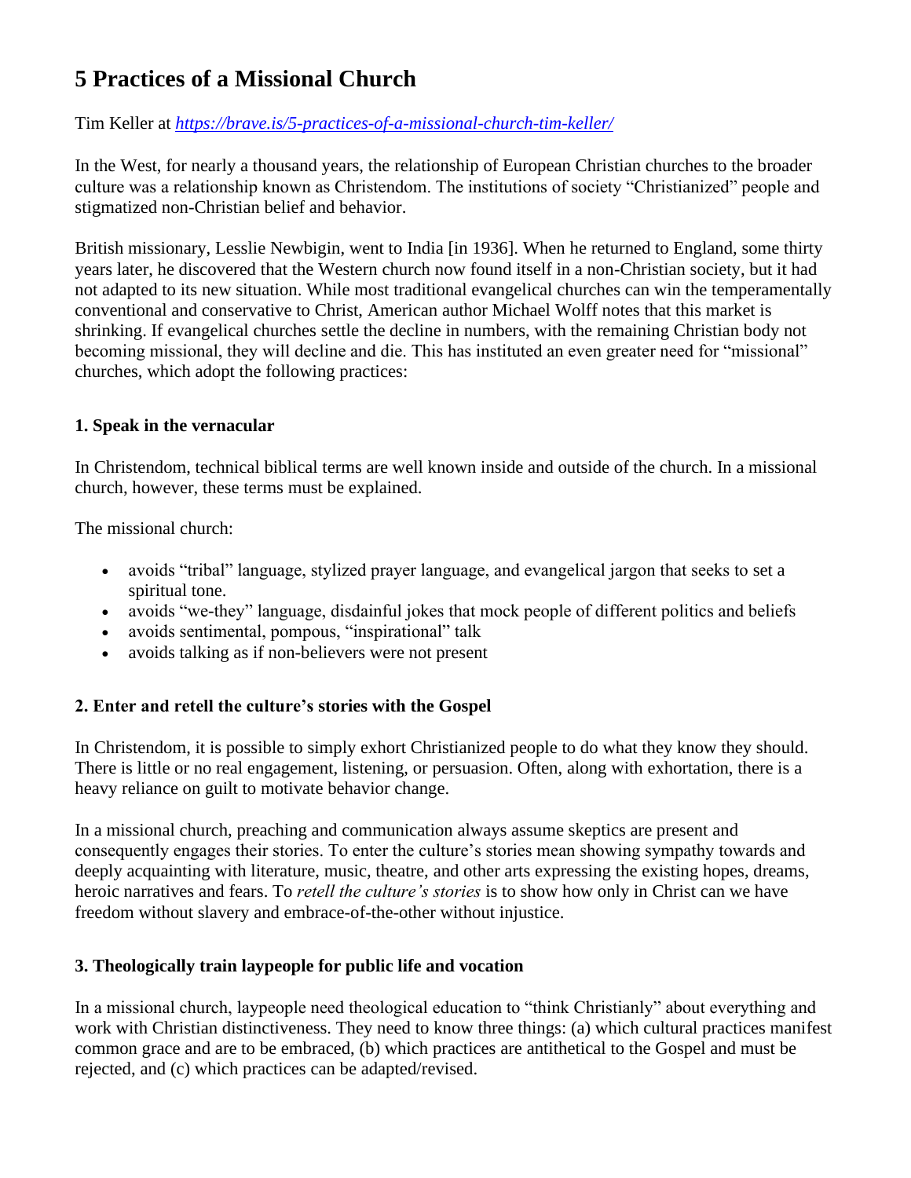# 5 Practices of a Missional Church

Tim Keller at *https://brave.is/5-practices-of-a-missional-church-tim-keller/*

In the West, for nearly a thousand years, the relationship of European Christian churches to the broader culture was a relationship known as Christendom. The institutions of society "Christianized" people and stigmatized non-Christian belief and behavior.

British missionary, Lesslie Newbigin, went to India [in 1936]. When he returned to England, some thirty years later, he discovered that the Western church now found itself in a non-Christian society, but it had not adapted to its new situation. While most traditional evangelical churches can win the temperamentally conventional and conservative to Christ, American author Michael Wolff notes that this market is shrinking. If evangelical churches settle the decline in numbers, with the remaining Christian body not becoming missional, they will decline and die. This has instituted an even greater need for "missional" churches, which adopt the following practices:

### 1. Speak in the vernacular

In Christendom, technical biblical terms are well known inside and outside of the church. In a missional church, however, these terms must be explained.

The missional church:

- avoids "tribal" language, stylized prayer language, and evangelical jargon that seeks to set a spiritual tone.
- avoids "we-they" language, disdainful jokes that mock people of different politics and beliefs
- avoids sentimental, pompous, "inspirational" talk
- avoids talking as if non-believers were not present

### 2. Enter and retell the culture's stories with the Gospel

In Christendom, it is possible to simply exhort Christianized people to do what they know they should. There is little or no real engagement, listening, or persuasion. Often, along with exhortation, there is a heavy reliance on guilt to motivate behavior change.

In a missional church, preaching and communication always assume skeptics are present and consequently engages their stories. To enter the culture's stories mean showing sympathy towards and deeply acquainting with literature, music, theatre, and other arts expressing the existing hopes, dreams, heroic narratives and fears. To *retell the culture's stories* is to show how only in Christ can we have freedom without slavery and embrace-of-the-other without injustice.

### 3. Theologically train laypeople for public life and vocation

In a missional church, laypeople need theological education to "think Christianly" about everything and work with Christian distinctiveness. They need to know three things: (a) which cultural practices manifest common grace and are to be embraced, (b) which practices are antithetical to the Gospel and must be rejected, and (c) which practices can be adapted/revised.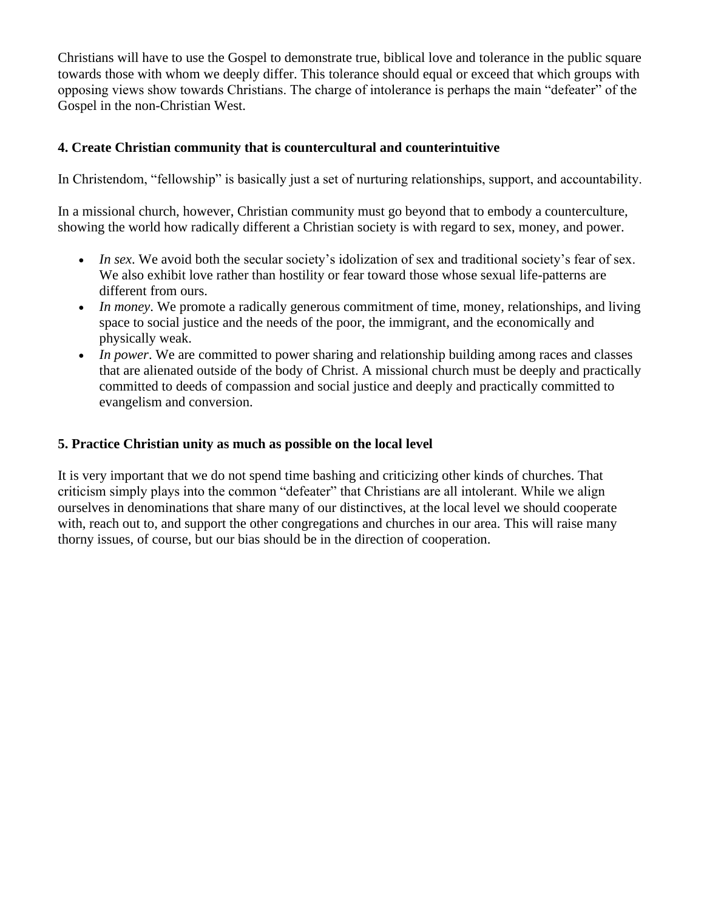Christians will have to use the Gospel to demonstrate true, biblical love and tolerance in the public square towards those with whom we deeply differ. This tolerance should equal or exceed that which groups with opposing views show towards Christians. The charge of intolerance is perhaps the main "defeater" of the Gospel in the non-Christian West.

### 4. Create Christian community that is countercultural and counterintuitive

In Christendom, "fellowship" is basically just a set of nurturing relationships, support, and accountability.

In a missional church, however, Christian community must go beyond that to embody a counterculture, showing the world how radically different a Christian society is with regard to sex, money, and power.

- *In sex*. We avoid both the secular society's idolization of sex and traditional society's fear of sex. We also exhibit love rather than hostility or fear toward those whose sexual life-patterns are different from ours.
- *In money*. We promote a radically generous commitment of time, money, relationships, and living space to social justice and the needs of the poor, the immigrant, and the economically and physically weak.
- *In power*. We are committed to power sharing and relationship building among races and classes that are alienated outside of the body of Christ. A missional church must be deeply and practically committed to deeds of compassion and social justice and deeply and practically committed to evangelism and conversion.

### 5. Practice Christian unity as much as possible on the local level

It is very important that we do not spend time bashing and criticizing other kinds of churches. That criticism simply plays into the common "defeater" that Christians are all intolerant. While we align ourselves in denominations that share many of our distinctives, at the local level we should cooperate with, reach out to, and support the other congregations and churches in our area. This will raise many thorny issues, of course, but our bias should be in the direction of cooperation.